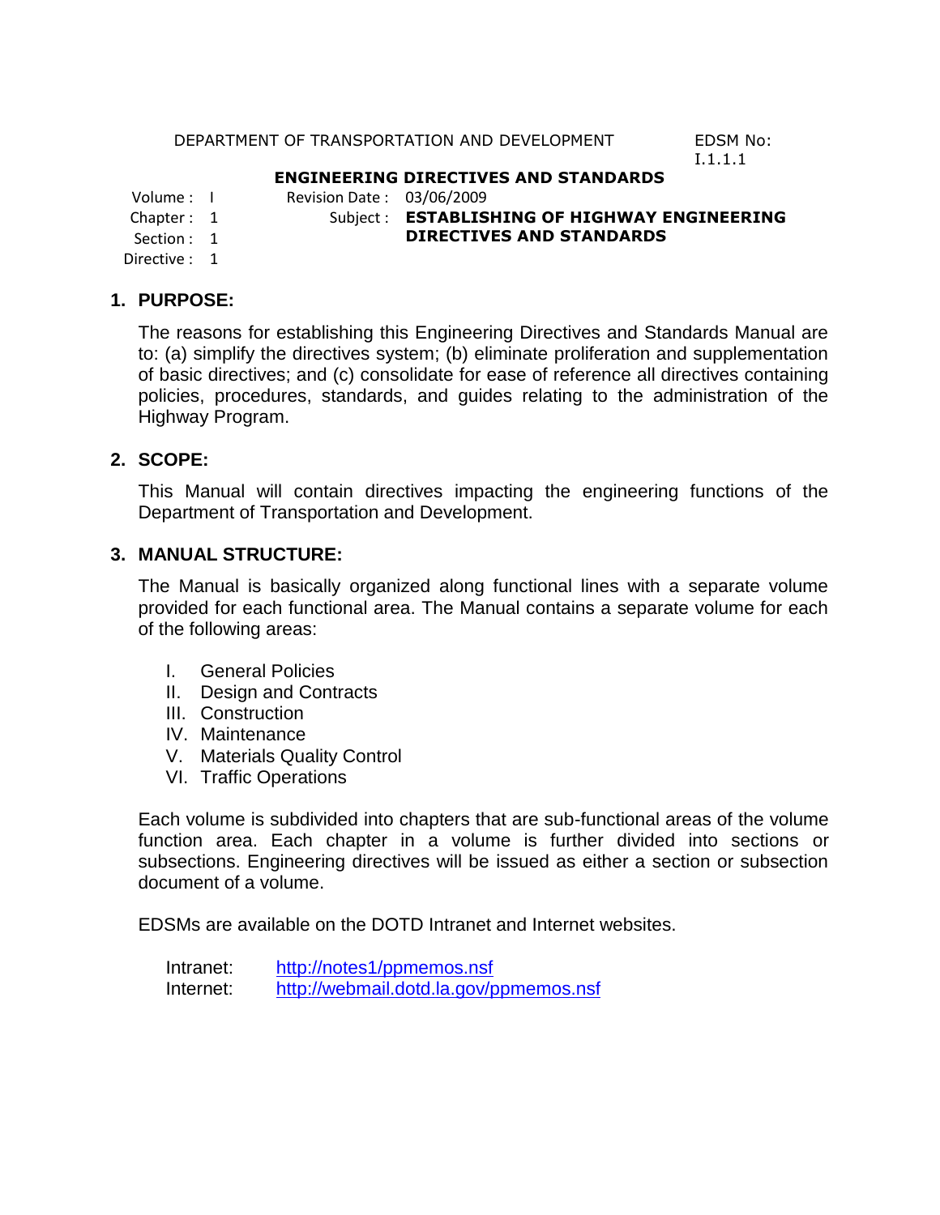DEPARTMENT OF TRANSPORTATION AND DEVELOPMENT

EDSM No: I.1.1.1

**ENGINEERING DIRECTIVES AND STANDARDS**

Volume : I
Chapter : 1
Section : 1
Directive : 1

Revision Date : 03/06/2009
Subject : **ESTABLISHING OF HIGHWAY ENGINEERING DIRECTIVES AND STANDARDS**

## 1. PURPOSE:

The reasons for establishing this Engineering Directives and Standards Manual are to: (a) simplify the directives system; (b) eliminate proliferation and supplementation of basic directives; and (c) consolidate for ease of reference all directives containing policies, procedures, standards, and guides relating to the administration of the Highway Program.

## 2. SCOPE:

This Manual will contain directives impacting the engineering functions of the Department of Transportation and Development.

## 3. MANUAL STRUCTURE:

The Manual is basically organized along functional lines with a separate volume provided for each functional area. The Manual contains a separate volume for each of the following areas:

I. General Policies
II. Design and Contracts
III. Construction
IV. Maintenance
V. Materials Quality Control
VI. Traffic Operations

Each volume is subdivided into chapters that are sub-functional areas of the volume function area. Each chapter in a volume is further divided into sections or subsections. Engineering directives will be issued as either a section or subsection document of a volume.

EDSMs are available on the DOTD Intranet and Internet websites.

Intranet: http://notes1/ppmemos.nsf
Internet: http://webmail.dotd.la.gov/ppmemos.nsf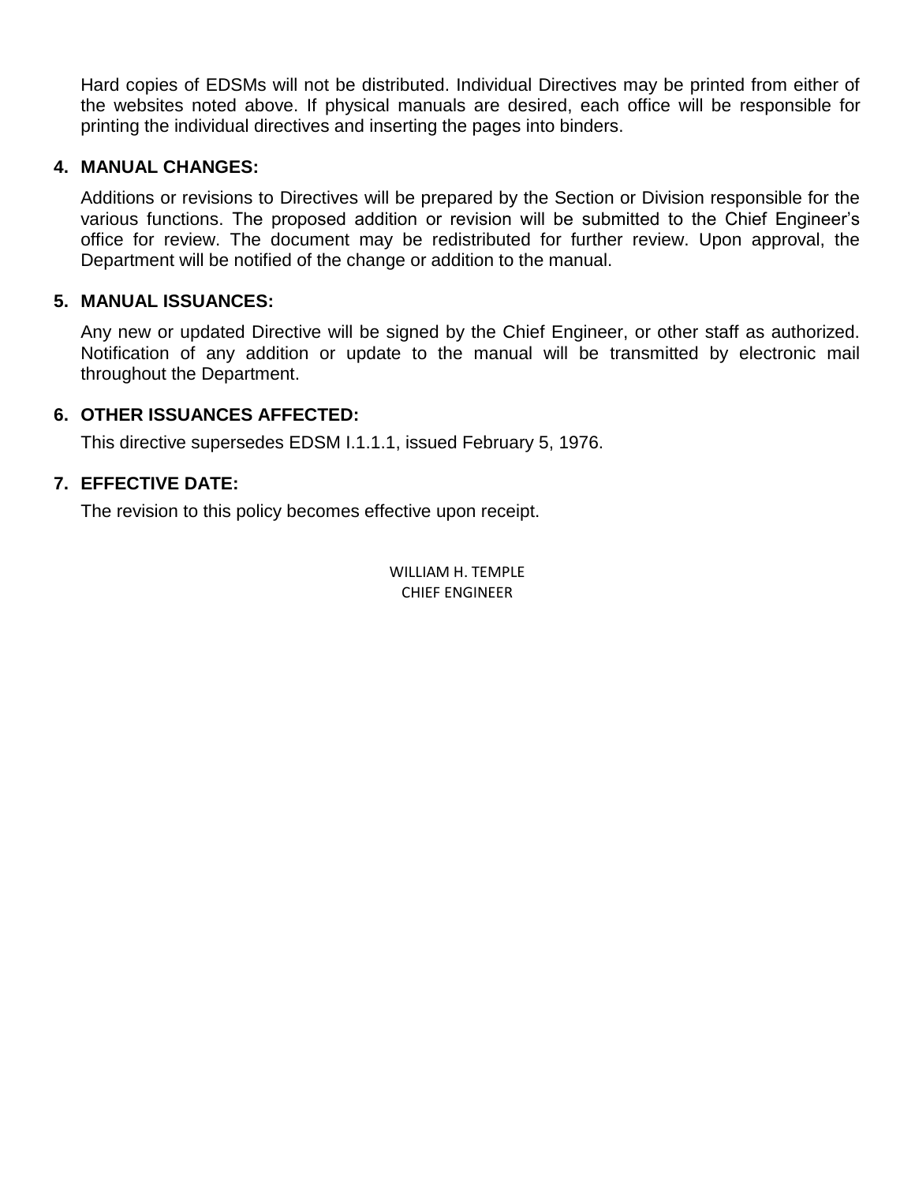Hard copies of EDSMs will not be distributed. Individual Directives may be printed from either of the websites noted above. If physical manuals are desired, each office will be responsible for printing the individual directives and inserting the pages into binders.

4. **MANUAL CHANGES:**

   Additions or revisions to Directives will be prepared by the Section or Division responsible for the various functions. The proposed addition or revision will be submitted to the Chief Engineer's office for review. The document may be redistributed for further review. Upon approval, the Department will be notified of the change or addition to the manual.

5. **MANUAL ISSUANCES:**

   Any new or updated Directive will be signed by the Chief Engineer, or other staff as authorized. Notification of any addition or update to the manual will be transmitted by electronic mail throughout the Department.

6. **OTHER ISSUANCES AFFECTED:**

   This directive supersedes EDSM I.1.1.1, issued February 5, 1976.

7. **EFFECTIVE DATE:**

   The revision to this policy becomes effective upon receipt.

WILLIAM H. TEMPLE
CHIEF ENGINEER